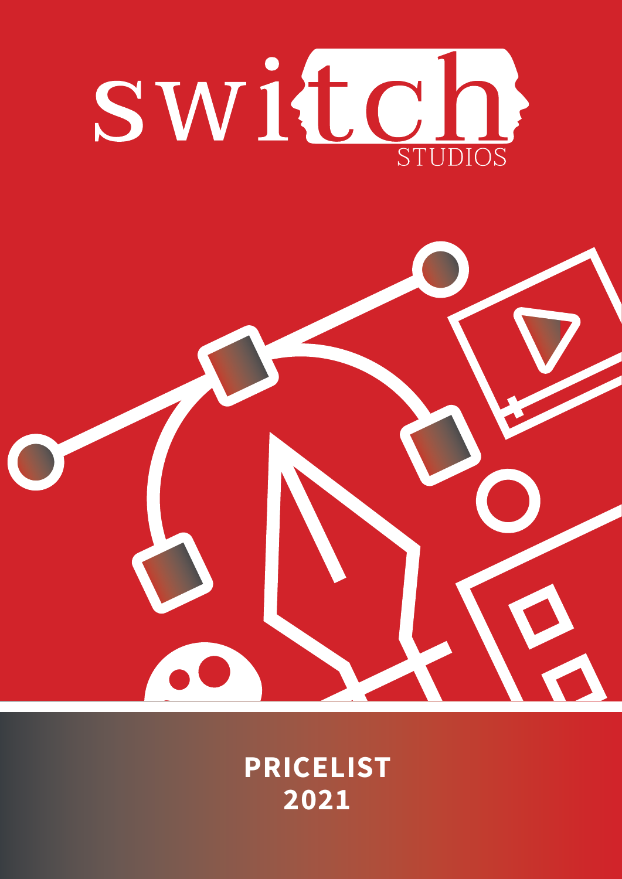# switch
STUDIOS

**PRICELIST**
**2021**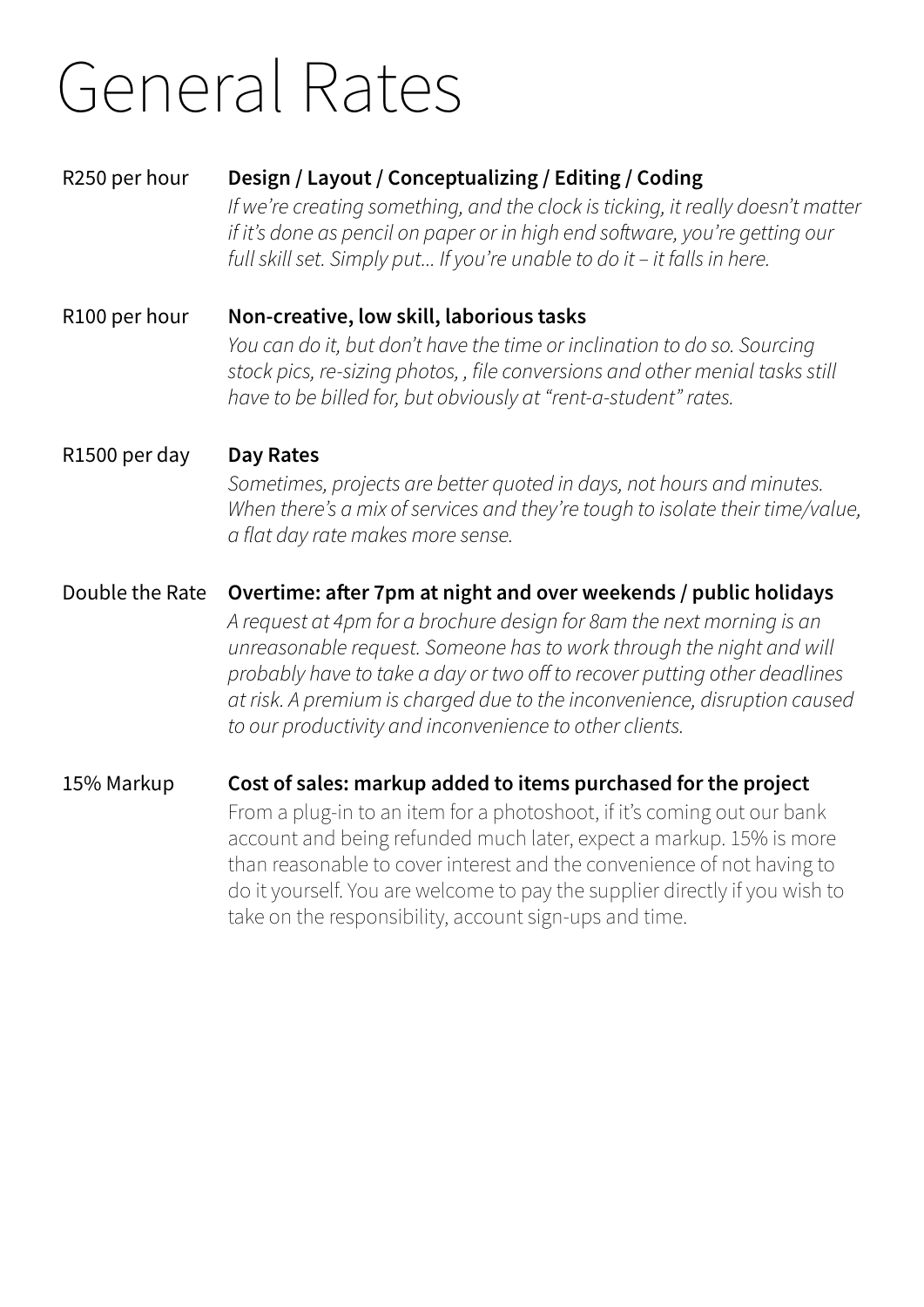# General Rates

R250 per hour **Design / Layout / Conceptualizing / Editing / Coding**
*If we're creating something, and the clock is ticking, it really doesn't matter if it's done as pencil on paper or in high end software, you're getting our full skill set. Simply put... If you're unable to do it – it falls in here.*

R100 per hour **Non-creative, low skill, laborious tasks**
*You can do it, but don't have the time or inclination to do so. Sourcing stock pics, re-sizing photos, , file conversions and other menial tasks still have to be billed for, but obviously at "rent-a-student" rates.*

R1500 per day **Day Rates**
*Sometimes, projects are better quoted in days, not hours and minutes. When there's a mix of services and they're tough to isolate their time/value, a flat day rate makes more sense.*

Double the Rate **Overtime: after 7pm at night and over weekends / public holidays**
*A request at 4pm for a brochure design for 8am the next morning is an unreasonable request. Someone has to work through the night and will probably have to take a day or two off to recover putting other deadlines at risk. A premium is charged due to the inconvenience, disruption caused to our productivity and inconvenience to other clients.*

15% Markup **Cost of sales: markup added to items purchased for the project**
From a plug-in to an item for a photoshoot, if it's coming out our bank account and being refunded much later, expect a markup. 15% is more than reasonable to cover interest and the convenience of not having to do it yourself. You are welcome to pay the supplier directly if you wish to take on the responsibility, account sign-ups and time.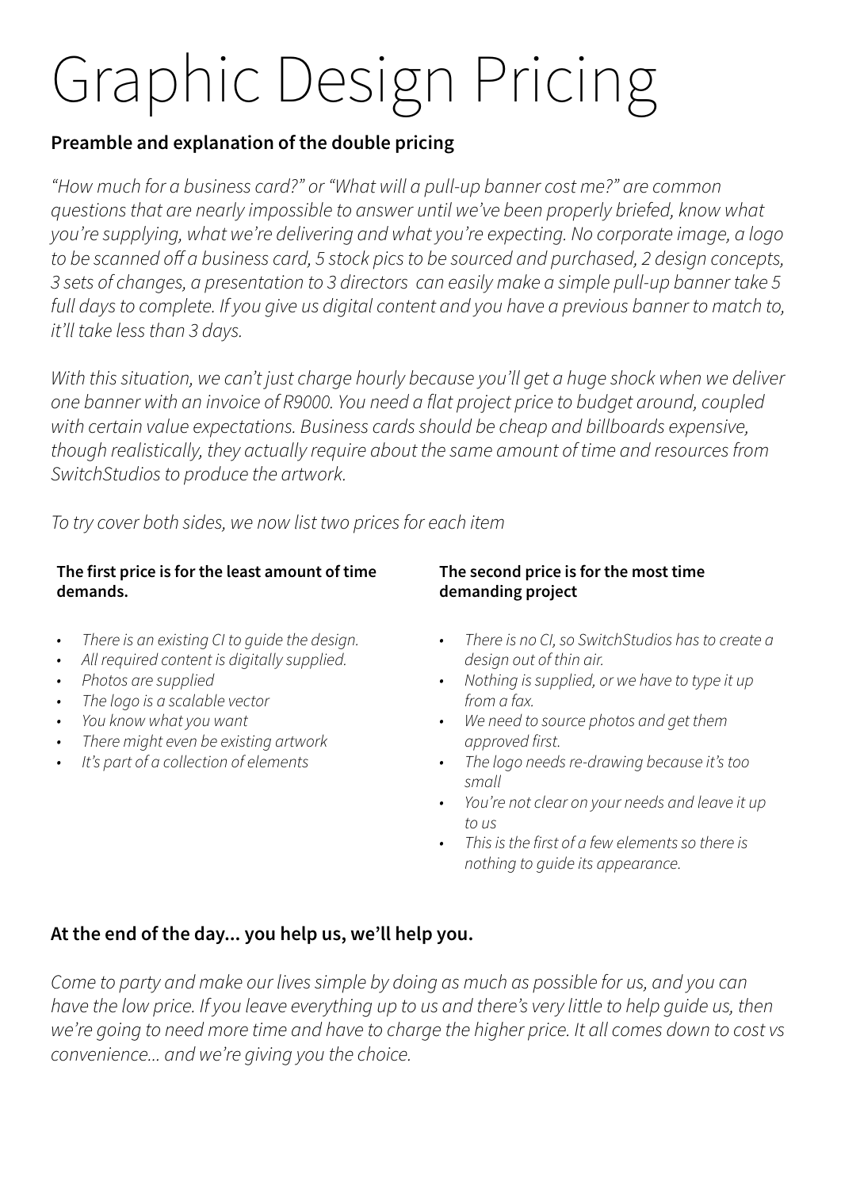# Graphic Design Pricing

## Preamble and explanation of the double pricing

*"How much for a business card?" or "What will a pull-up banner cost me?" are common questions that are nearly impossible to answer until we've been properly briefed, know what you're supplying, what we're delivering and what you're expecting. No corporate image, a logo to be scanned off a business card, 5 stock pics to be sourced and purchased, 2 design concepts, 3 sets of changes, a presentation to 3 directors can easily make a simple pull-up banner take 5 full days to complete. If you give us digital content and you have a previous banner to match to, it'll take less than 3 days.*

*With this situation, we can't just charge hourly because you'll get a huge shock when we deliver one banner with an invoice of R9000. You need a flat project price to budget around, coupled with certain value expectations. Business cards should be cheap and billboards expensive, though realistically, they actually require about the same amount of time and resources from SwitchStudios to produce the artwork.*

*To try cover both sides, we now list two prices for each item*

### The first price is for the least amount of time demands.

- *There is an existing CI to guide the design.*
- *All required content is digitally supplied.*
- *Photos are supplied*
- *The logo is a scalable vector*
- *You know what you want*
- *There might even be existing artwork*
- *It's part of a collection of elements*

### The second price is for the most time demanding project

- *There is no CI, so SwitchStudios has to create a design out of thin air.*
- *Nothing is supplied, or we have to type it up from a fax.*
- *We need to source photos and get them approved first.*
- *The logo needs re-drawing because it's too small*
- *You're not clear on your needs and leave it up to us*
- *This is the first of a few elements so there is nothing to guide its appearance.*

## At the end of the day... you help us, we'll help you.

*Come to party and make our lives simple by doing as much as possible for us, and you can have the low price. If you leave everything up to us and there's very little to help guide us, then we're going to need more time and have to charge the higher price. It all comes down to cost vs convenience... and we're giving you the choice.*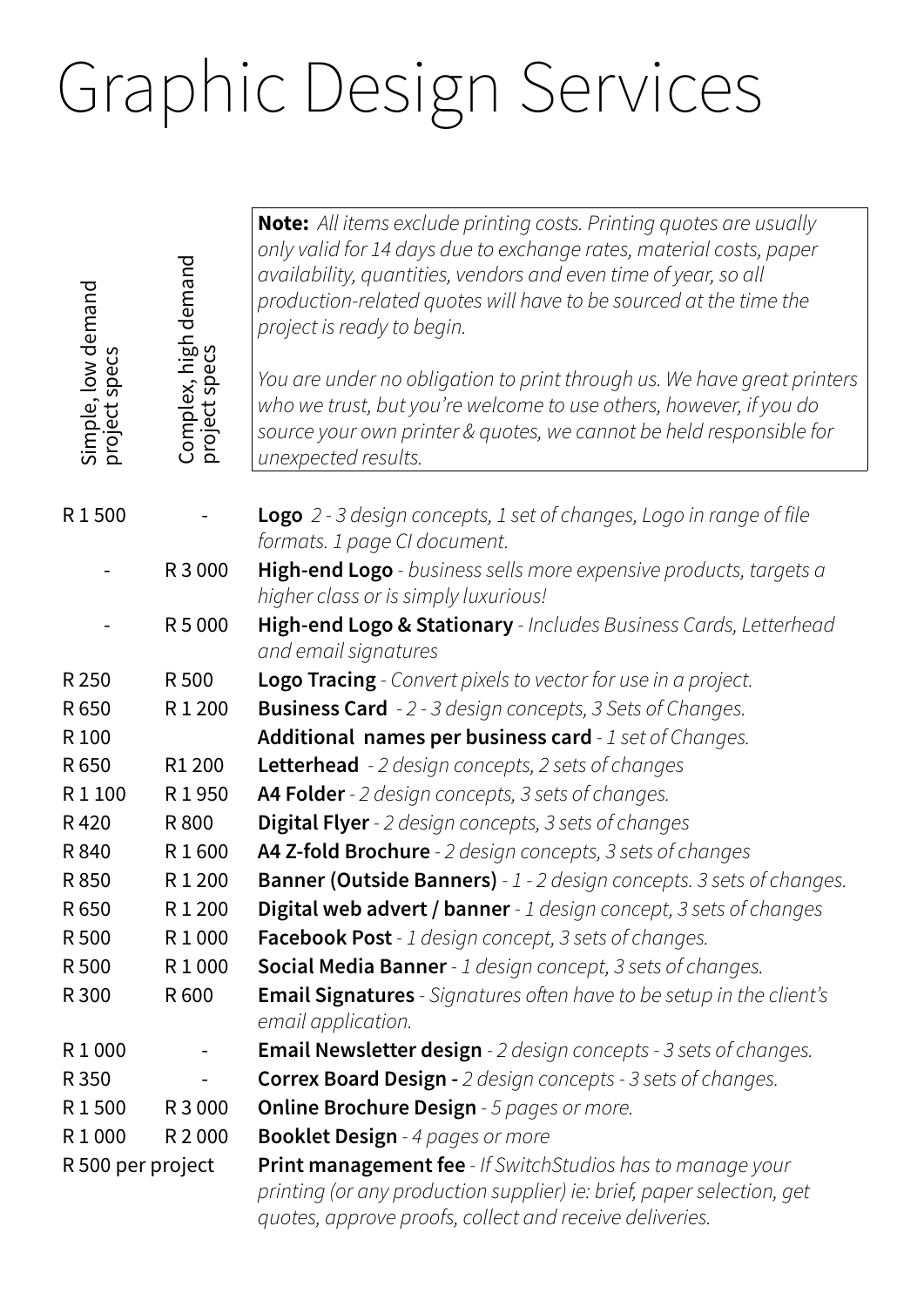# Graphic Design Services

**Note:** *All items exclude printing costs. Printing quotes are usually only valid for 14 days due to exchange rates, material costs, paper availability, quantities, vendors and even time of year, so all production-related quotes will have to be sourced at the time the project is ready to begin.*

*You are under no obligation to print through us. We have great printers who we trust, but you're welcome to use others, however, if you do source your own printer & quotes, we cannot be held responsible for unexpected results.*

| Simple, low demand project specs | Complex, high demand project specs | |
|---|---|---|
| R 1 500 | - | **Logo** *2 - 3 design concepts, 1 set of changes, Logo in range of file formats. 1 page CI document.* |
| - | R 3 000 | **High-end Logo** - *business sells more expensive products, targets a higher class or is simply luxurious!* |
| - | R 5 000 | **High-end Logo & Stationary** - *Includes Business Cards, Letterhead and email signatures* |
| R 250 | R 500 | **Logo Tracing** - *Convert pixels to vector for use in a project.* |
| R 650 | R 1 200 | **Business Card** - *2 - 3 design concepts, 3 Sets of Changes.* |
| R 100 | | **Additional names per business card** - *1 set of Changes.* |
| R 650 | R1 200 | **Letterhead** - *2 design concepts, 2 sets of changes* |
| R 1 100 | R 1 950 | **A4 Folder** - *2 design concepts, 3 sets of changes.* |
| R 420 | R 800 | **Digital Flyer** - *2 design concepts, 3 sets of changes* |
| R 840 | R 1 600 | **A4 Z-fold Brochure** - *2 design concepts, 3 sets of changes* |
| R 850 | R 1 200 | **Banner (Outside Banners)** - *1 - 2 design concepts. 3 sets of changes.* |
| R 650 | R 1 200 | **Digital web advert / banner** - *1 design concept, 3 sets of changes* |
| R 500 | R 1 000 | **Facebook Post** - *1 design concept, 3 sets of changes.* |
| R 500 | R 1 000 | **Social Media Banner** - *1 design concept, 3 sets of changes.* |
| R 300 | R 600 | **Email Signatures** - *Signatures often have to be setup in the client's email application.* |
| R 1 000 | - | **Email Newsletter design** - *2 design concepts - 3 sets of changes.* |
| R 350 | - | **Correx Board Design -** *2 design concepts - 3 sets of changes.* |
| R 1 500 | R 3 000 | **Online Brochure Design** - *5 pages or more.* |
| R 1 000 | R 2 000 | **Booklet Design** - *4 pages or more* |
| R 500 per project | | **Print management fee** - *If SwitchStudios has to manage your printing (or any production supplier) ie: brief, paper selection, get quotes, approve proofs, collect and receive deliveries.* |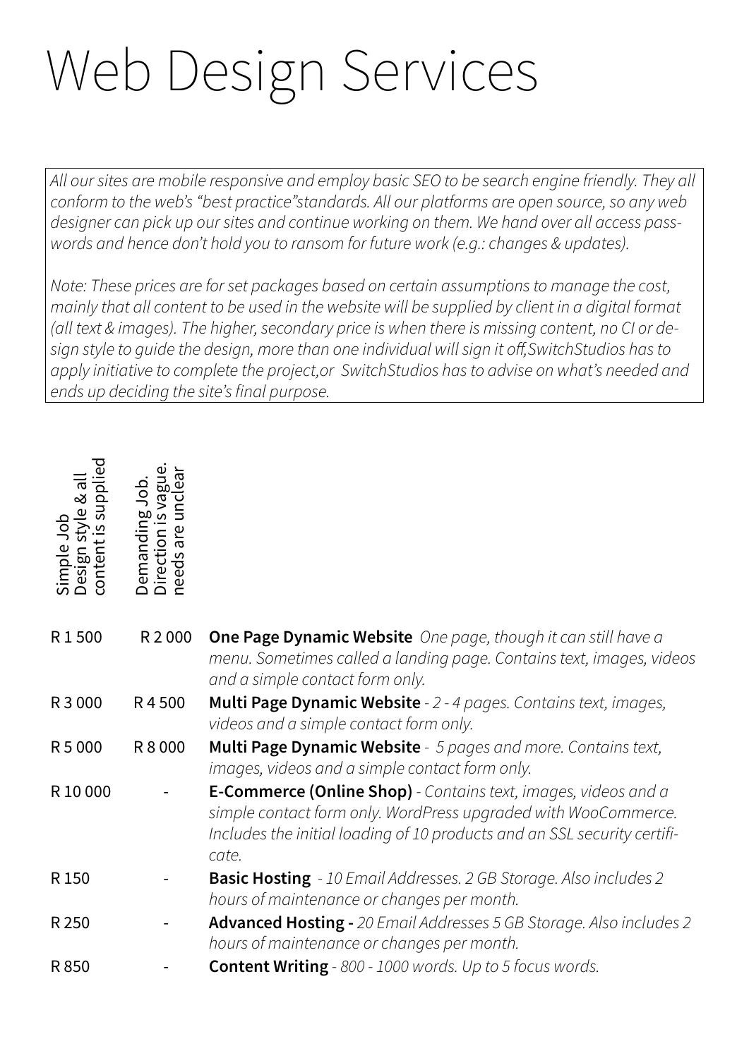# Web Design Services

*All our sites are mobile responsive and employ basic SEO to be search engine friendly. They all conform to the web's "best practice"standards. All our platforms are open source, so any web designer can pick up our sites and continue working on them. We hand over all access passwords and hence don't hold you to ransom for future work (e.g.: changes & updates).*

*Note: These prices are for set packages based on certain assumptions to manage the cost, mainly that all content to be used in the website will be supplied by client in a digital format (all text & images). The higher, secondary price is when there is missing content, no CI or design style to guide the design, more than one individual will sign it off,SwitchStudios has to apply initiative to complete the project,or SwitchStudios has to advise on what's needed and ends up deciding the site's final purpose.*

| Simple Job Design style & all content is supplied | Demanding Job. Direction is vague. needs are unclear | |
|---|---|---|
| R 1 500 | R 2 000 | **One Page Dynamic Website** *One page, though it can still have a menu. Sometimes called a landing page. Contains text, images, videos and a simple contact form only.* |
| R 3 000 | R 4 500 | **Multi Page Dynamic Website** - *2 - 4 pages. Contains text, images, videos and a simple contact form only.* |
| R 5 000 | R 8 000 | **Multi Page Dynamic Website** - *5 pages and more. Contains text, images, videos and a simple contact form only.* |
| R 10 000 | - | **E-Commerce (Online Shop)** - *Contains text, images, videos and a simple contact form only. WordPress upgraded with WooCommerce. Includes the initial loading of 10 products and an SSL security certificate.* |
| R 150 | - | **Basic Hosting** - *10 Email Addresses. 2 GB Storage. Also includes 2 hours of maintenance or changes per month.* |
| R 250 | - | **Advanced Hosting -** *20 Email Addresses 5 GB Storage. Also includes 2 hours of maintenance or changes per month.* |
| R 850 | - | **Content Writing** - *800 - 1000 words. Up to 5 focus words.* |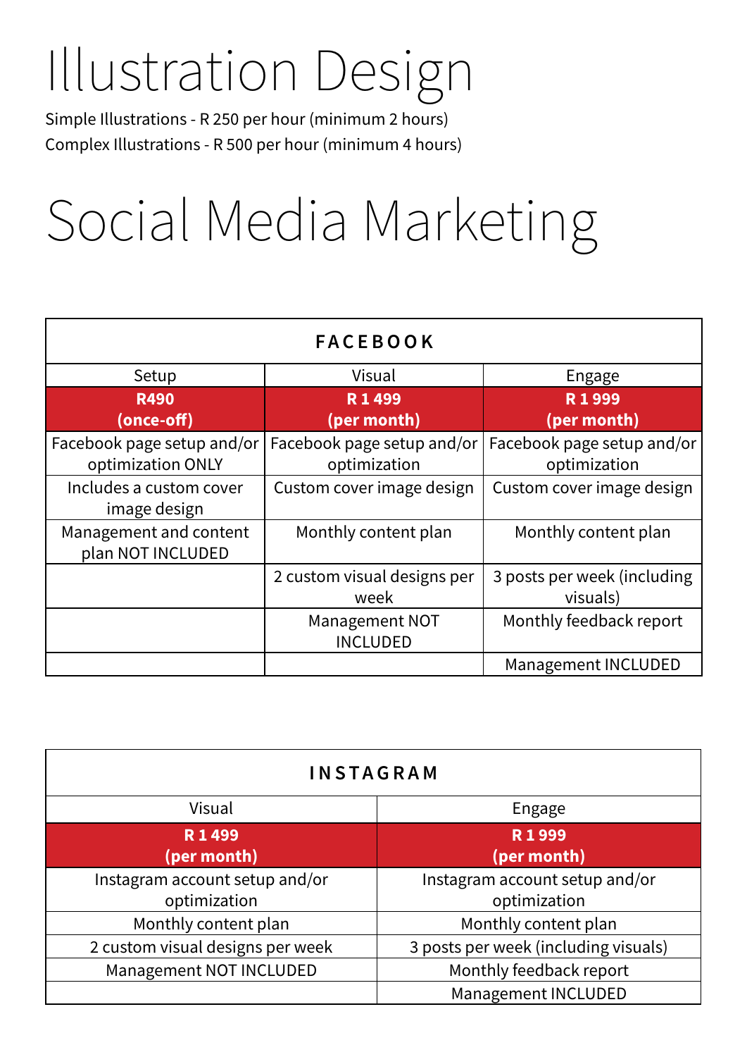# Illustration Design

Simple Illustrations - R 250 per hour (minimum 2 hours)
Complex Illustrations - R 500 per hour (minimum 4 hours)

# Social Media Marketing

| FACEBOOK | | |
|---|---|---|
| Setup | Visual | Engage |
| **R490 (once-off)** | **R 1 499 (per month)** | **R 1 999 (per month)** |
| Facebook page setup and/or optimization ONLY | Facebook page setup and/or optimization | Facebook page setup and/or optimization |
| Includes a custom cover image design | Custom cover image design | Custom cover image design |
| Management and content plan NOT INCLUDED | Monthly content plan | Monthly content plan |
| | 2 custom visual designs per week | 3 posts per week (including visuals) |
| | Management NOT INCLUDED | Monthly feedback report |
| | | Management INCLUDED |

| INSTAGRAM | |
|---|---|
| Visual | Engage |
| **R 1 499 (per month)** | **R 1 999 (per month)** |
| Instagram account setup and/or optimization | Instagram account setup and/or optimization |
| Monthly content plan | Monthly content plan |
| 2 custom visual designs per week | 3 posts per week (including visuals) |
| Management NOT INCLUDED | Monthly feedback report |
| | Management INCLUDED |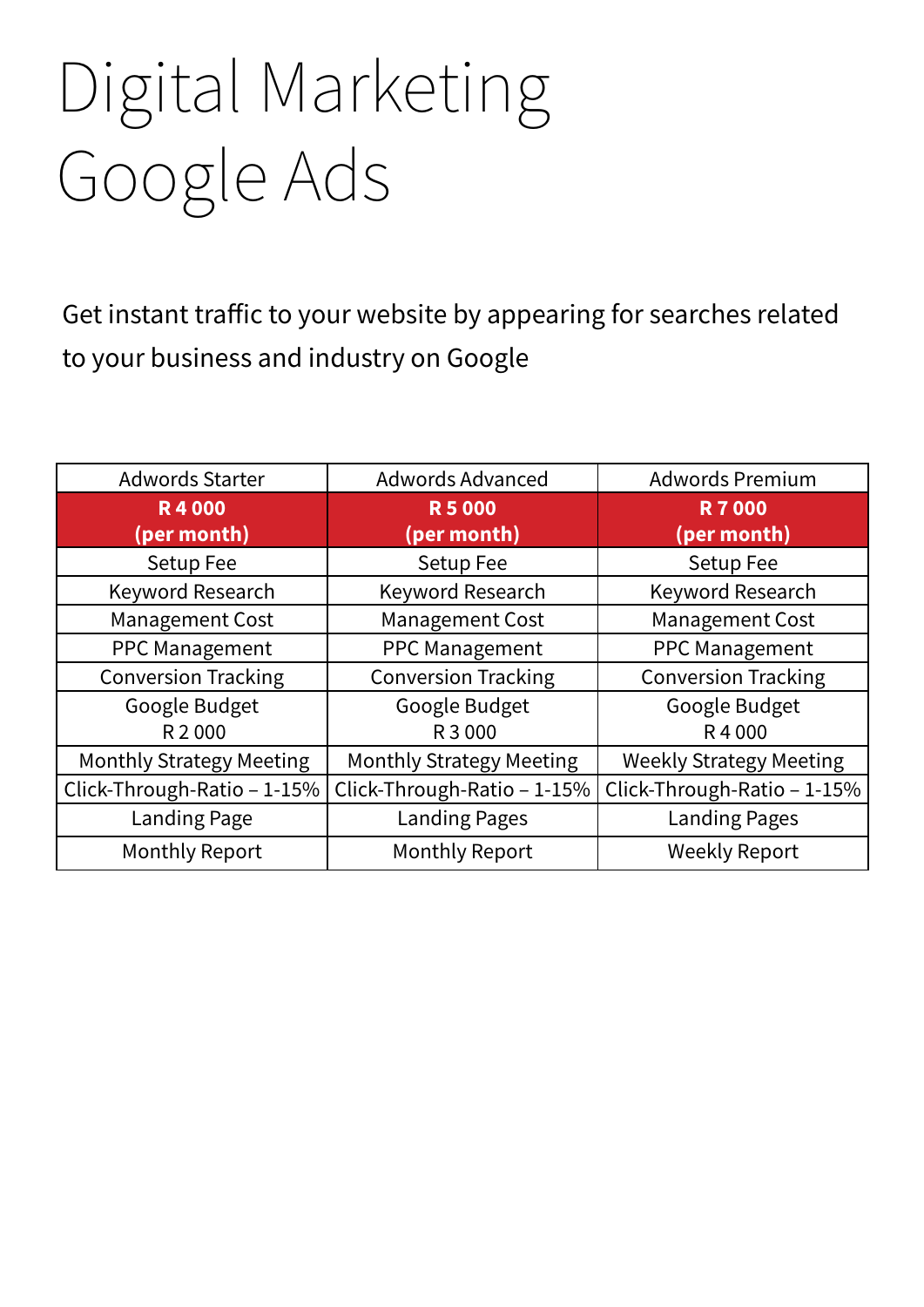# Digital Marketing Google Ads

Get instant traffic to your website by appearing for searches related to your business and industry on Google

| Adwords Starter | Adwords Advanced | Adwords Premium |
|---|---|---|
| **R 4 000 (per month)** | **R 5 000 (per month)** | **R 7 000 (per month)** |
| Setup Fee | Setup Fee | Setup Fee |
| Keyword Research | Keyword Research | Keyword Research |
| Management Cost | Management Cost | Management Cost |
| PPC Management | PPC Management | PPC Management |
| Conversion Tracking | Conversion Tracking | Conversion Tracking |
| Google Budget R 2 000 | Google Budget R 3 000 | Google Budget R 4 000 |
| Monthly Strategy Meeting | Monthly Strategy Meeting | Weekly Strategy Meeting |
| Click-Through-Ratio – 1-15% | Click-Through-Ratio – 1-15% | Click-Through-Ratio – 1-15% |
| Landing Page | Landing Pages | Landing Pages |
| Monthly Report | Monthly Report | Weekly Report |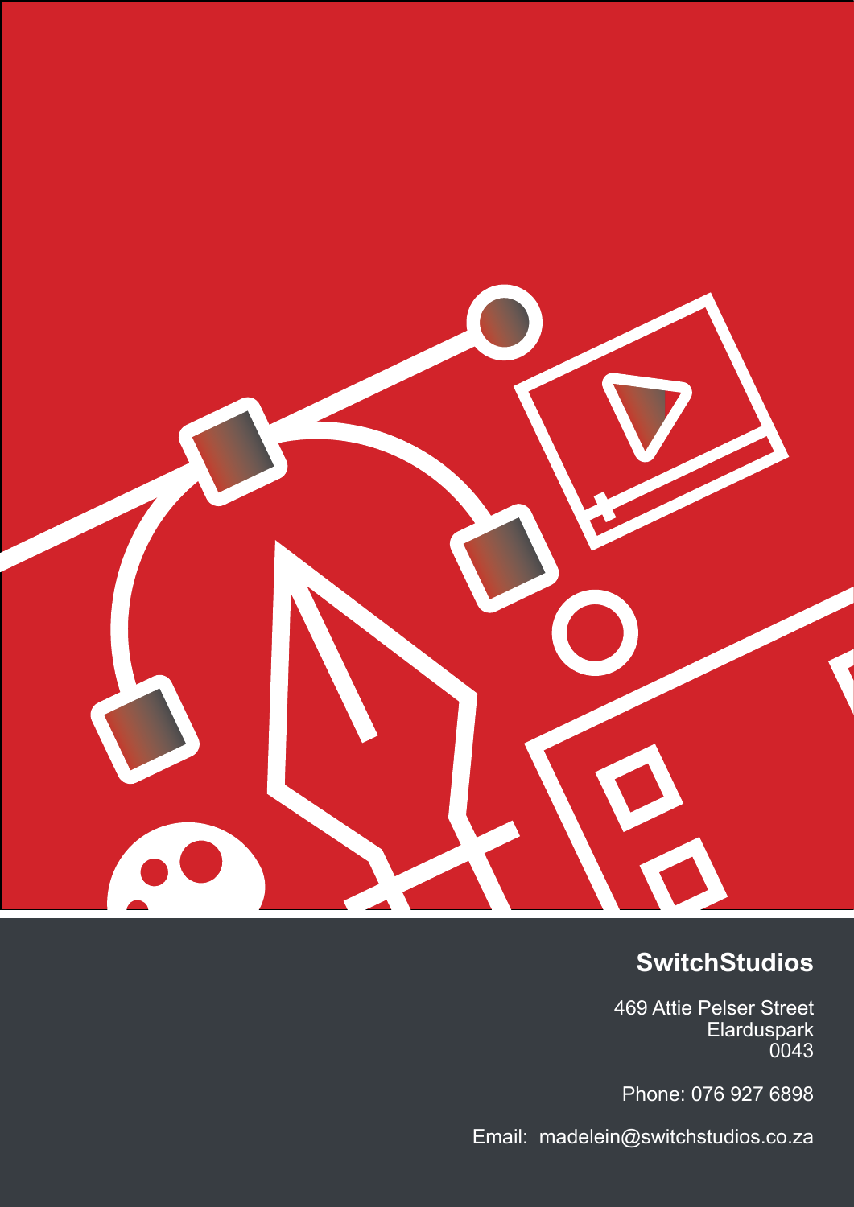**SwitchStudios**

469 Attie Pelser Street
Elarduspark
0043

Phone: 076 927 6898

Email: madelein@switchstudios.co.za